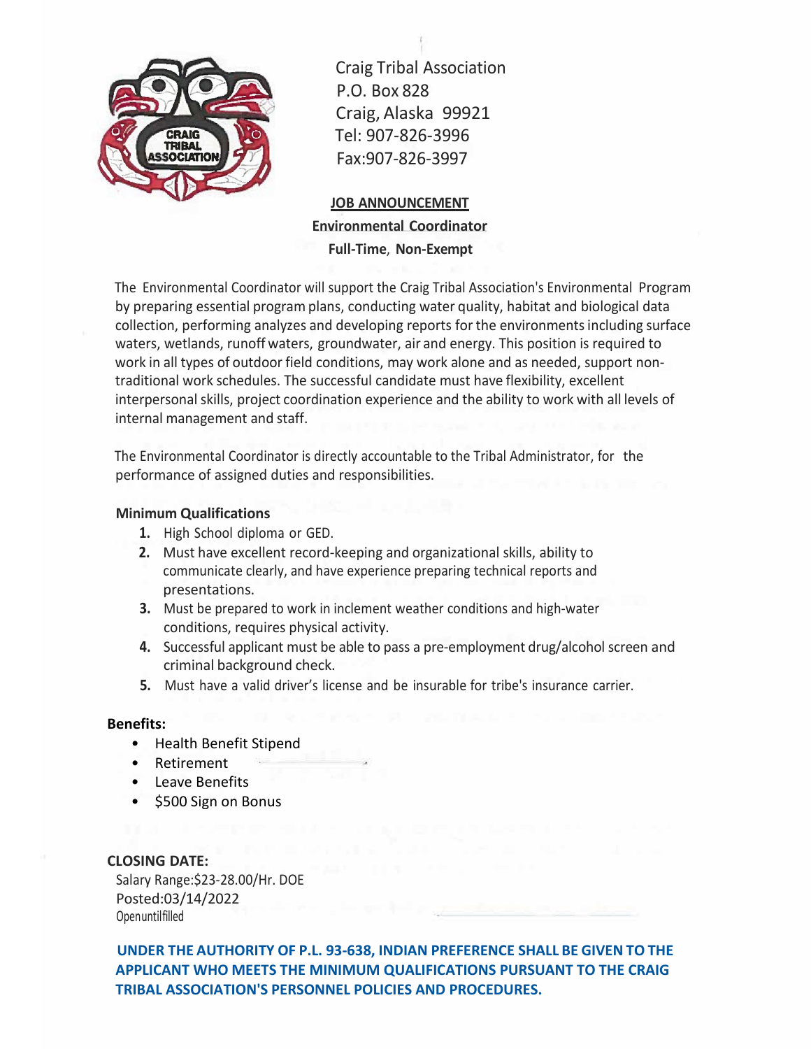Craig Tribal Association
P.O. Box 828
Craig, Alaska 99921
Tel: 907-826-3996
Fax:907-826-3997

## JOB ANNOUNCEMENT

**Environmental Coordinator**

**Full-Time, Non-Exempt**

The Environmental Coordinator will support the Craig Tribal Association's Environmental Program by preparing essential program plans, conducting water quality, habitat and biological data collection, performing analyzes and developing reports for the environments including surface waters, wetlands, runoff waters, groundwater, air and energy. This position is required to work in all types of outdoor field conditions, may work alone and as needed, support non-traditional work schedules. The successful candidate must have flexibility, excellent interpersonal skills, project coordination experience and the ability to work with all levels of internal management and staff.

The Environmental Coordinator is directly accountable to the Tribal Administrator, for the performance of assigned duties and responsibilities.

### Minimum Qualifications

1. High School diploma or GED.
2. Must have excellent record-keeping and organizational skills, ability to communicate clearly, and have experience preparing technical reports and presentations.
3. Must be prepared to work in inclement weather conditions and high-water conditions, requires physical activity.
4. Successful applicant must be able to pass a pre-employment drug/alcohol screen and criminal background check.
5. Must have a valid driver's license and be insurable for tribe's insurance carrier.

### Benefits:

- Health Benefit Stipend
- Retirement
- Leave Benefits
- $500 Sign on Bonus

**CLOSING DATE:**

Salary Range:$23-28.00/Hr. DOE
Posted:03/14/2022
Open until filled

**UNDER THE AUTHORITY OF P.L. 93-638, INDIAN PREFERENCE SHALL BE GIVEN TO THE APPLICANT WHO MEETS THE MINIMUM QUALIFICATIONS PURSUANT TO THE CRAIG TRIBAL ASSOCIATION'S PERSONNEL POLICIES AND PROCEDURES.**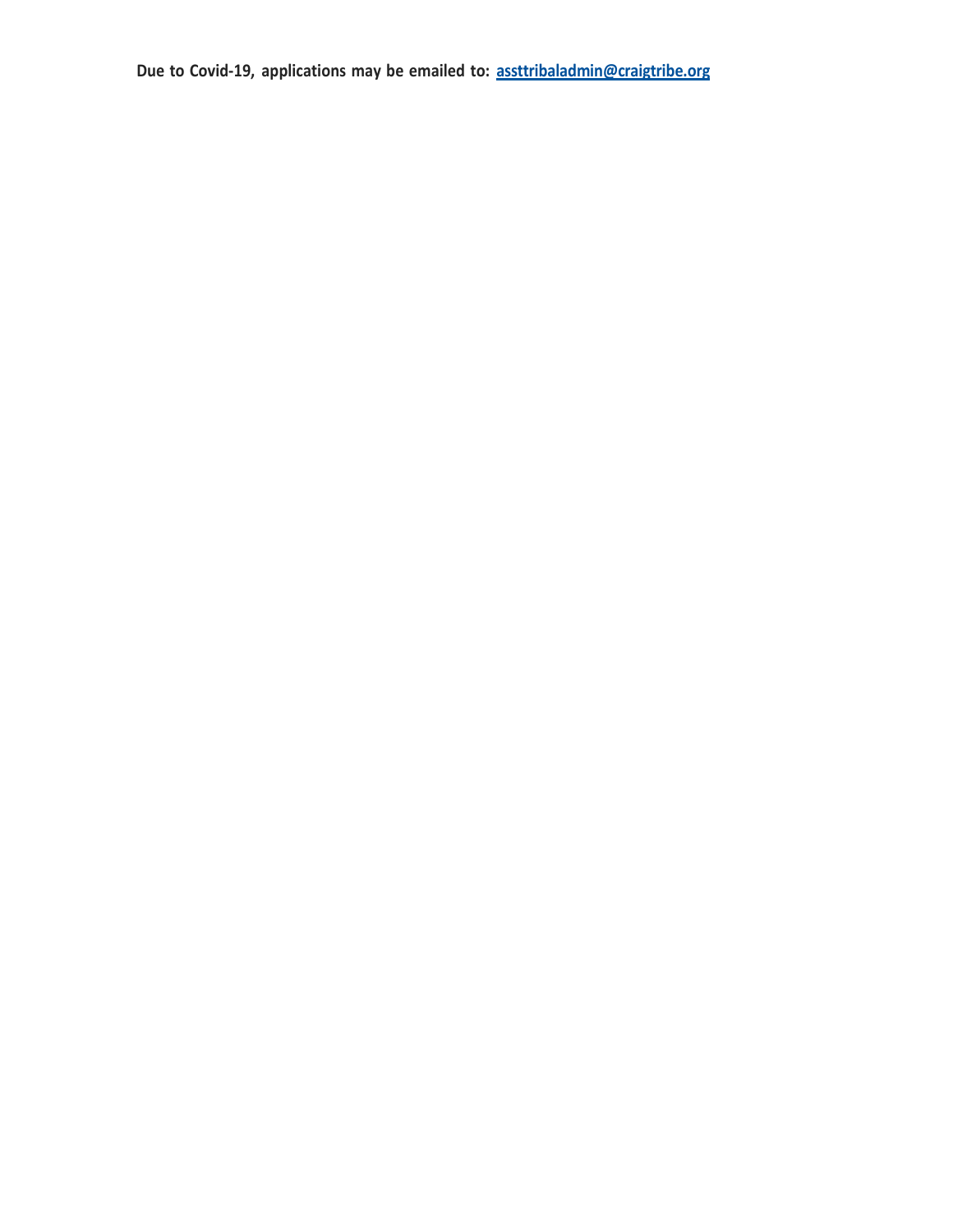**Due to Covid-19, applications may be emailed to: assttribaladmin@craigtribe.org**